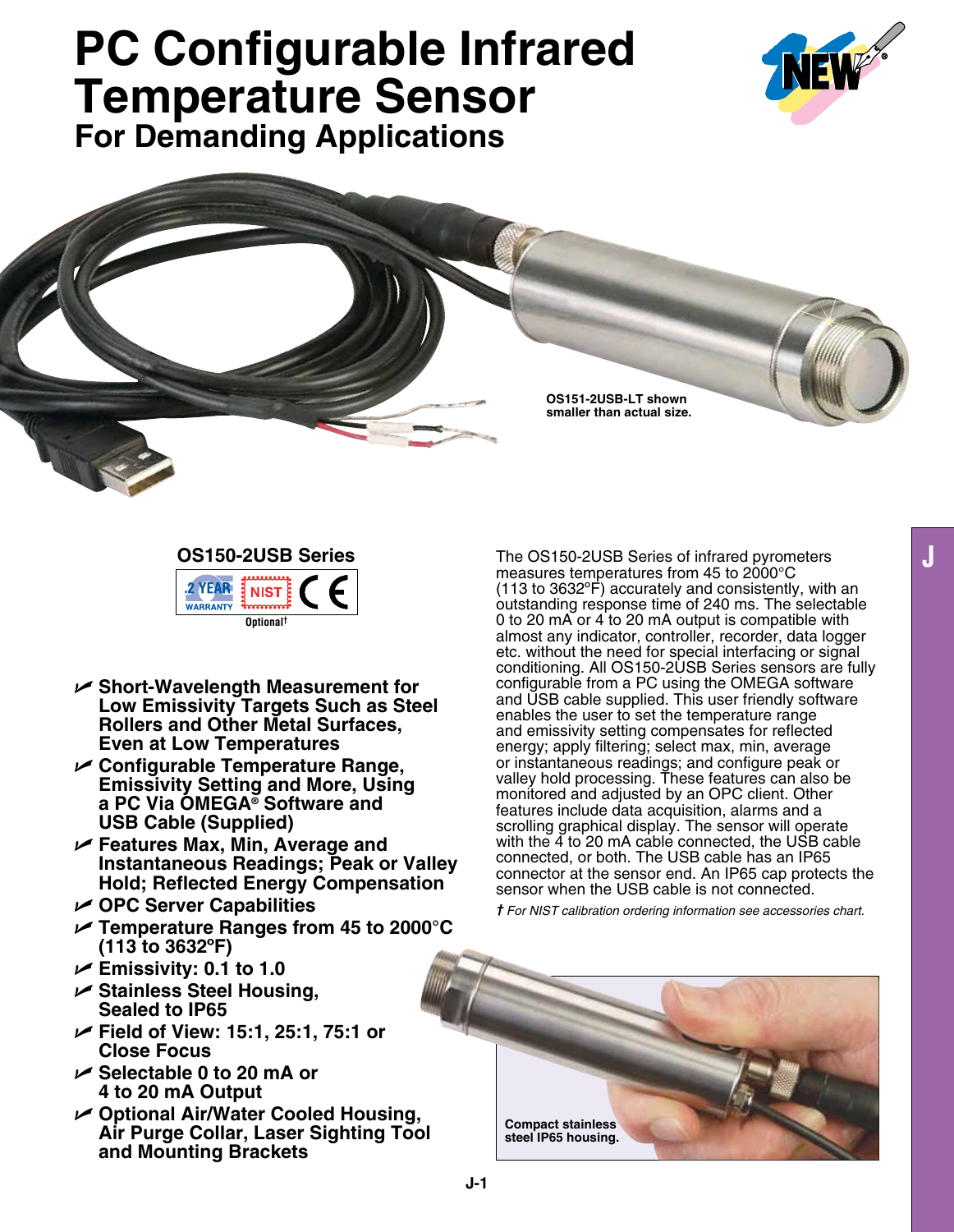# PC Configurable Infrared Temperature Sensor

## For Demanding Applications

OS151-2USB-LT shown smaller than actual size.

### OS150-2USB Series

2 YEAR WARRANTY | NIST Optional† | CE

- **Short-Wavelength Measurement for Low Emissivity Targets Such as Steel Rollers and Other Metal Surfaces, Even at Low Temperatures**
- **Configurable Temperature Range, Emissivity Setting and More, Using a PC Via OMEGA® Software and USB Cable (Supplied)**
- **Features Max, Min, Average and Instantaneous Readings; Peak or Valley Hold; Reflected Energy Compensation**
- **OPC Server Capabilities**
- **Temperature Ranges from 45 to 2000°C (113 to 3632ºF)**
- **Emissivity: 0.1 to 1.0**
- **Stainless Steel Housing, Sealed to IP65**
- **Field of View: 15:1, 25:1, 75:1 or Close Focus**
- **Selectable 0 to 20 mA or 4 to 20 mA Output**
- **Optional Air/Water Cooled Housing, Air Purge Collar, Laser Sighting Tool and Mounting Brackets**

The OS150-2USB Series of infrared pyrometers measures temperatures from 45 to 2000°C (113 to 3632ºF) accurately and consistently, with an outstanding response time of 240 ms. The selectable 0 to 20 mA or 4 to 20 mA output is compatible with almost any indicator, controller, recorder, data logger etc. without the need for special interfacing or signal conditioning. All OS150-2USB Series sensors are fully configurable from a PC using the OMEGA software and USB cable supplied. This user friendly software enables the user to set the temperature range and emissivity setting compensates for reflected energy; apply filtering; select max, min, average or instantaneous readings; and configure peak or valley hold processing. These features can also be monitored and adjusted by an OPC client. Other features include data acquisition, alarms and a scrolling graphical display. The sensor will operate with the 4 to 20 mA cable connected, the USB cable connected, or both. The USB cable has an IP65 connector at the sensor end. An IP65 cap protects the sensor when the USB cable is not connected.

*† For NIST calibration ordering information see accessories chart.*

Compact stainless steel IP65 housing.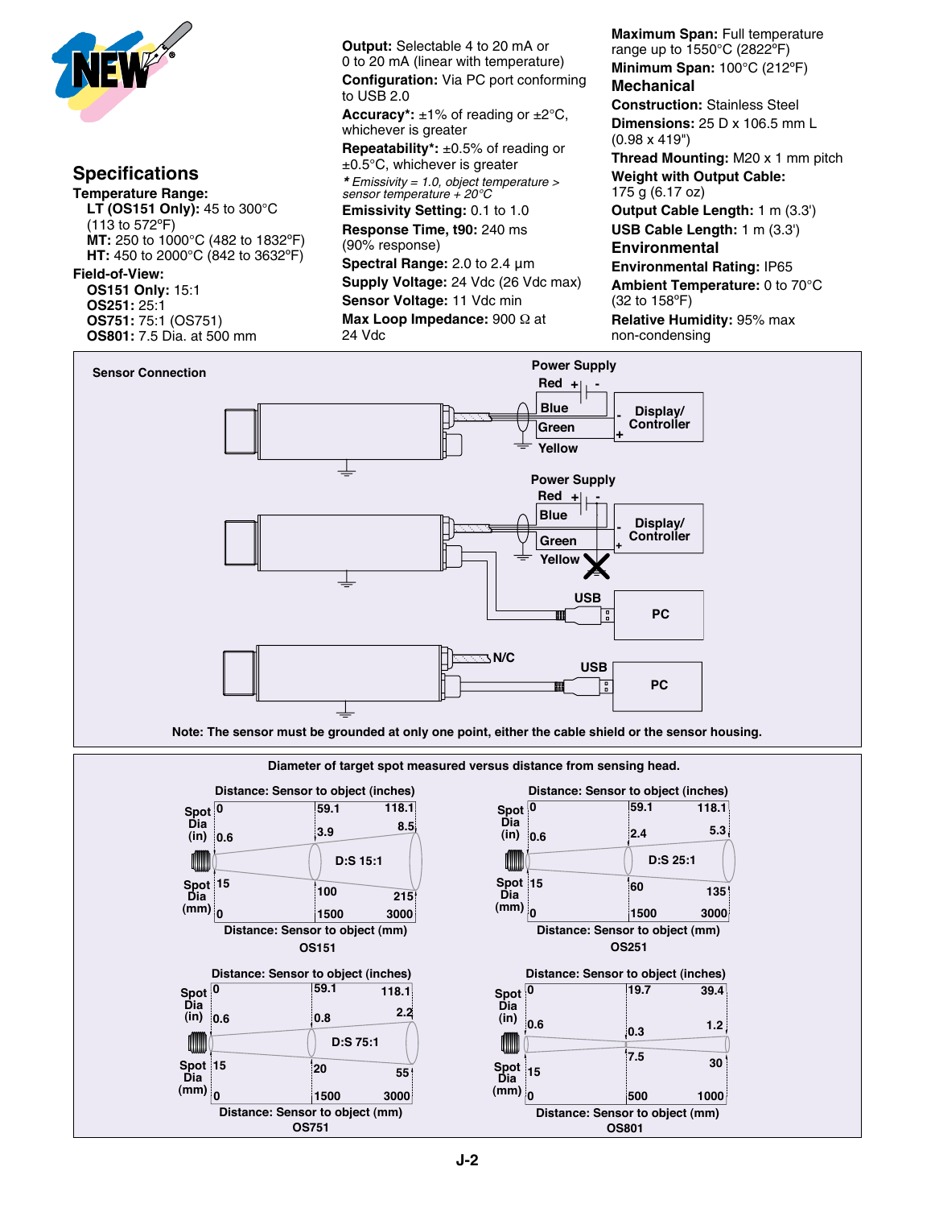## Specifications

**Temperature Range:**
- **LT (OS151 Only):** 45 to 300°C (113 to 572°F)
- **MT:** 250 to 1000°C (482 to 1832°F)
- **HT:** 450 to 2000°C (842 to 3632°F)

**Field-of-View:**
- **OS151 Only:** 15:1
- **OS251:** 25:1
- **OS751:** 75:1 (OS751)
- **OS801:** 7.5 Dia. at 500 mm

**Output:** Selectable 4 to 20 mA or 0 to 20 mA (linear with temperature)

**Configuration:** Via PC port conforming to USB 2.0

**Accuracy*:** ±1% of reading or ±2°C, whichever is greater

**Repeatability*:** ±0.5% of reading or ±0.5°C, whichever is greater

*\* Emissivity = 1.0, object temperature > sensor temperature + 20°C*

**Emissivity Setting:** 0.1 to 1.0

**Response Time, t90:** 240 ms (90% response)

**Spectral Range:** 2.0 to 2.4 µm

**Supply Voltage:** 24 Vdc (26 Vdc max)

**Sensor Voltage:** 11 Vdc min

**Max Loop Impedance:** 900 Ω at 24 Vdc

**Maximum Span:** Full temperature range up to 1550°C (2822°F)

**Minimum Span:** 100°C (212°F)

### Mechanical

**Construction:** Stainless Steel

**Dimensions:** 25 D x 106.5 mm L (0.98 x 419")

**Thread Mounting:** M20 x 1 mm pitch

**Weight with Output Cable:** 175 g (6.17 oz)

**Output Cable Length:** 1 m (3.3')

**USB Cable Length:** 1 m (3.3')

### Environmental

**Environmental Rating:** IP65

**Ambient Temperature:** 0 to 70°C (32 to 158°F)

**Relative Humidity:** 95% max non-condensing

**Sensor Connection**

Power Supply — Red +, Blue, Green, Yellow — Display/Controller

Power Supply — Red +, Blue, Green, Yellow (X) — Display/Controller; USB — PC

N/C; USB — PC

**Note: The sensor must be grounded at only one point, either the cable shield or the sensor housing.**

**Diameter of target spot measured versus distance from sensing head.**

**OS151** — D:S 15:1

| Distance: Sensor to object (inches) | 0 | 59.1 | 118.1 |
|---|---|---|---|
| Spot Dia (in) | 0.6 | 3.9 | 8.5 |
| Spot Dia (mm) | 15 | 100 | 215 |
| Distance: Sensor to object (mm) | 0 | 1500 | 3000 |

**OS251** — D:S 25:1

| Distance: Sensor to object (inches) | 0 | 59.1 | 118.1 |
|---|---|---|---|
| Spot Dia (in) | 0.6 | 2.4 | 5.3 |
| Spot Dia (mm) | 15 | 60 | 135 |
| Distance: Sensor to object (mm) | 0 | 1500 | 3000 |

**OS751** — D:S 75:1

| Distance: Sensor to object (inches) | 0 | 59.1 | 118.1 |
|---|---|---|---|
| Spot Dia (in) | 0.6 | 0.8 | 2.2 |
| Spot Dia (mm) | 15 | 20 | 55 |
| Distance: Sensor to object (mm) | 0 | 1500 | 3000 |

**OS801**

| Distance: Sensor to object (inches) | 0 | 19.7 | 39.4 |
|---|---|---|---|
| Spot Dia (in) | 0.6 | 0.3 | 1.2 |
| Spot Dia (mm) | 15 | 7.5 | 30 |
| Distance: Sensor to object (mm) | 0 | 500 | 1000 |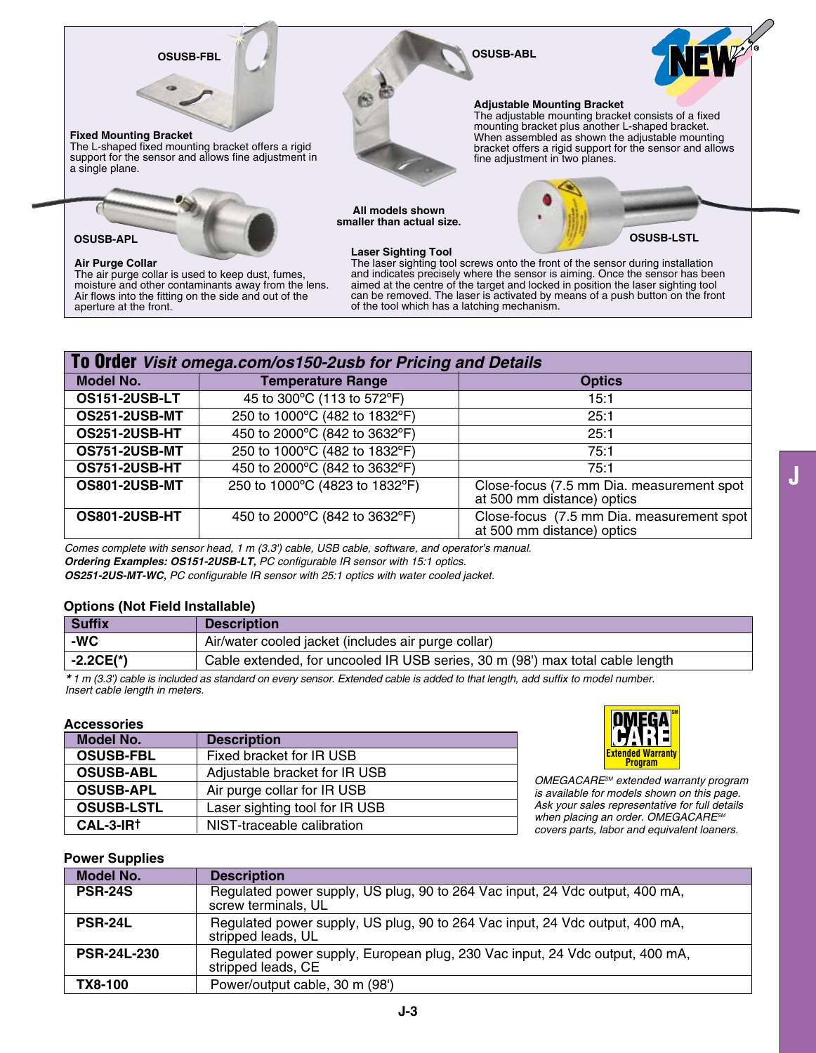OSUSB-FBL

**Fixed Mounting Bracket**
The L-shaped fixed mounting bracket offers a rigid support for the sensor and allows fine adjustment in a single plane.

OSUSB-ABL

**Adjustable Mounting Bracket**
The adjustable mounting bracket consists of a fixed mounting bracket plus another L-shaped bracket. When assembled as shown the adjustable mounting bracket offers a rigid support for the sensor and allows fine adjustment in two planes.

NEW

OSUSB-APL

**Air Purge Collar**
The air purge collar is used to keep dust, fumes, moisture and other contaminants away from the lens. Air flows into the fitting on the side and out of the aperture at the front.

**All models shown smaller than actual size.**

OSUSB-LSTL

**Laser Sighting Tool**
The laser sighting tool screws onto the front of the sensor during installation and indicates precisely where the sensor is aiming. Once the sensor has been aimed at the centre of the target and locked in position the laser sighting tool can be removed. The laser is activated by means of a push button on the front of the tool which has a latching mechanism.

## To Order *Visit omega.com/os150-2usb for Pricing and Details*

| Model No. | Temperature Range | Optics |
|---|---|---|
| **OS151-2USB-LT** | 45 to 300°C (113 to 572°F) | 15:1 |
| **OS251-2USB-MT** | 250 to 1000°C (482 to 1832°F) | 25:1 |
| **OS251-2USB-HT** | 450 to 2000°C (842 to 3632°F) | 25:1 |
| **OS751-2USB-MT** | 250 to 1000°C (482 to 1832°F) | 75:1 |
| **OS751-2USB-HT** | 450 to 2000°C (842 to 3632°F) | 75:1 |
| **OS801-2USB-MT** | 250 to 1000°C (4823 to 1832°F) | Close-focus (7.5 mm Dia. measurement spot at 500 mm distance) optics |
| **OS801-2USB-HT** | 450 to 2000°C (842 to 3632°F) | Close-focus (7.5 mm Dia. measurement spot at 500 mm distance) optics |

*Comes complete with sensor head, 1 m (3.3') cable, USB cable, software, and operator's manual.*
***Ordering Examples: OS151-2USB-LT,*** *PC configurable IR sensor with 15:1 optics.*
***OS251-2US-MT-WC,*** *PC configurable IR sensor with 25:1 optics with water cooled jacket.*

### Options (Not Field Installable)

| Suffix | Description |
|---|---|
| **-WC** | Air/water cooled jacket (includes air purge collar) |
| **-2.2CE(*)** | Cable extended, for uncooled IR USB series, 30 m (98') max total cable length |

*** *1 m (3.3') cable is included as standard on every sensor. Extended cable is added to that length, add suffix to model number. Insert cable length in meters.*

### Accessories

| Model No. | Description |
|---|---|
| **OSUSB-FBL** | Fixed bracket for IR USB |
| **OSUSB-ABL** | Adjustable bracket for IR USB |
| **OSUSB-APL** | Air purge collar for IR USB |
| **OSUSB-LSTL** | Laser sighting tool for IR USB |
| **CAL-3-IR†** | NIST-traceable calibration |

OMEGA CARE SM Extended Warranty Program

*OMEGACARE℠ extended warranty program is available for models shown on this page. Ask your sales representative for full details when placing an order. OMEGACARE℠ covers parts, labor and equivalent loaners.*

### Power Supplies

| Model No. | Description |
|---|---|
| **PSR-24S** | Regulated power supply, US plug, 90 to 264 Vac input, 24 Vdc output, 400 mA, screw terminals, UL |
| **PSR-24L** | Regulated power supply, US plug, 90 to 264 Vac input, 24 Vdc output, 400 mA, stripped leads, UL |
| **PSR-24L-230** | Regulated power supply, European plug, 230 Vac input, 24 Vdc output, 400 mA, stripped leads, CE |
| **TX8-100** | Power/output cable, 30 m (98') |